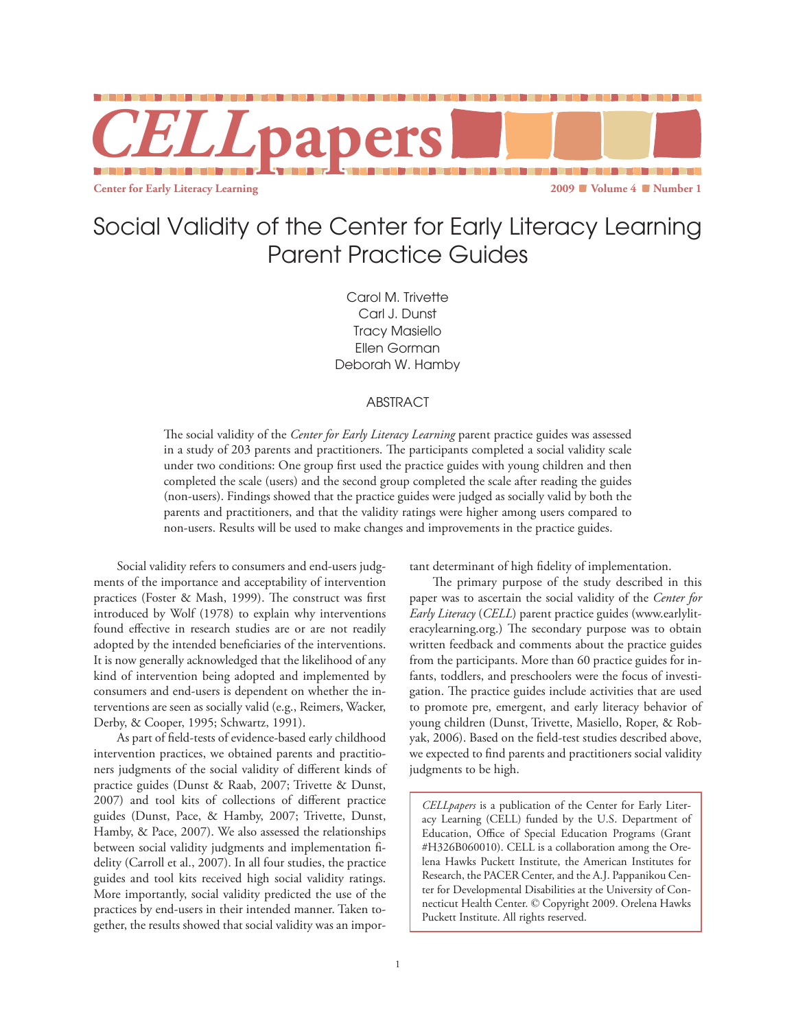# Social Validity of the Center for Early Literacy Learning Parent Practice Guides

Carol M. Trivette
Carl J. Dunst
Tracy Masiello
Ellen Gorman
Deborah W. Hamby

## ABSTRACT

The social validity of the *Center for Early Literacy Learning* parent practice guides was assessed in a study of 203 parents and practitioners. The participants completed a social validity scale under two conditions: One group first used the practice guides with young children and then completed the scale (users) and the second group completed the scale after reading the guides (non-users). Findings showed that the practice guides were judged as socially valid by both the parents and practitioners, and that the validity ratings were higher among users compared to non-users. Results will be used to make changes and improvements in the practice guides.

Social validity refers to consumers and end-users judgments of the importance and acceptability of intervention practices (Foster & Mash, 1999). The construct was first introduced by Wolf (1978) to explain why interventions found effective in research studies are or are not readily adopted by the intended beneficiaries of the interventions. It is now generally acknowledged that the likelihood of any kind of intervention being adopted and implemented by consumers and end-users is dependent on whether the interventions are seen as socially valid (e.g., Reimers, Wacker, Derby, & Cooper, 1995; Schwartz, 1991).

As part of field-tests of evidence-based early childhood intervention practices, we obtained parents and practitioners judgments of the social validity of different kinds of practice guides (Dunst & Raab, 2007; Trivette & Dunst, 2007) and tool kits of collections of different practice guides (Dunst, Pace, & Hamby, 2007; Trivette, Dunst, Hamby, & Pace, 2007). We also assessed the relationships between social validity judgments and implementation fidelity (Carroll et al., 2007). In all four studies, the practice guides and tool kits received high social validity ratings. More importantly, social validity predicted the use of the practices by end-users in their intended manner. Taken together, the results showed that social validity was an important determinant of high fidelity of implementation.

The primary purpose of the study described in this paper was to ascertain the social validity of the *Center for Early Literacy* (*CELL*) parent practice guides (www.earlyliteracylearning.org.) The secondary purpose was to obtain written feedback and comments about the practice guides from the participants. More than 60 practice guides for infants, toddlers, and preschoolers were the focus of investigation. The practice guides include activities that are used to promote pre, emergent, and early literacy behavior of young children (Dunst, Trivette, Masiello, Roper, & Robyak, 2006). Based on the field-test studies described above, we expected to find parents and practitioners social validity judgments to be high.

> *CELLpapers* is a publication of the Center for Early Literacy Learning (CELL) funded by the U.S. Department of Education, Office of Special Education Programs (Grant #H326B060010). CELL is a collaboration among the Orelena Hawks Puckett Institute, the American Institutes for Research, the PACER Center, and the A.J. Pappanikou Center for Developmental Disabilities at the University of Connecticut Health Center. © Copyright 2009. Orelena Hawks Puckett Institute. All rights reserved.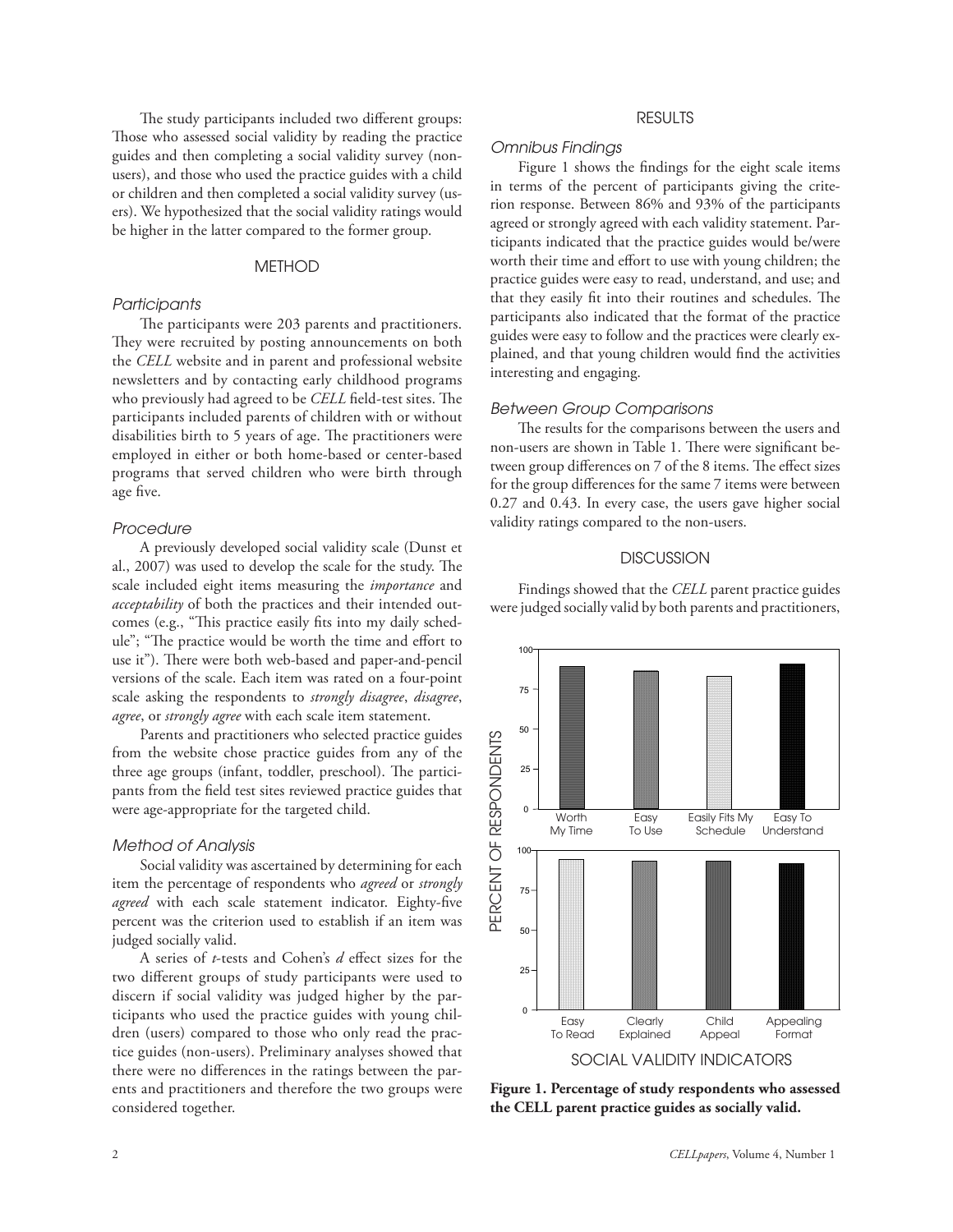The study participants included two different groups: Those who assessed social validity by reading the practice guides and then completing a social validity survey (non-users), and those who used the practice guides with a child or children and then completed a social validity survey (users). We hypothesized that the social validity ratings would be higher in the latter compared to the former group.

## METHOD

### Participants

The participants were 203 parents and practitioners. They were recruited by posting announcements on both the *CELL* website and in parent and professional website newsletters and by contacting early childhood programs who previously had agreed to be *CELL* field-test sites. The participants included parents of children with or without disabilities birth to 5 years of age. The practitioners were employed in either or both home-based or center-based programs that served children who were birth through age five.

### Procedure

A previously developed social validity scale (Dunst et al., 2007) was used to develop the scale for the study. The scale included eight items measuring the *importance* and *acceptability* of both the practices and their intended outcomes (e.g., "This practice easily fits into my daily schedule"; "The practice would be worth the time and effort to use it"). There were both web-based and paper-and-pencil versions of the scale. Each item was rated on a four-point scale asking the respondents to *strongly disagree*, *disagree*, *agree*, or *strongly agree* with each scale item statement.

Parents and practitioners who selected practice guides from the website chose practice guides from any of the three age groups (infant, toddler, preschool). The participants from the field test sites reviewed practice guides that were age-appropriate for the targeted child.

### Method of Analysis

Social validity was ascertained by determining for each item the percentage of respondents who *agreed* or *strongly agreed* with each scale statement indicator. Eighty-five percent was the criterion used to establish if an item was judged socially valid.

A series of *t*-tests and Cohen's *d* effect sizes for the two different groups of study participants were used to discern if social validity was judged higher by the participants who used the practice guides with young children (users) compared to those who only read the practice guides (non-users). Preliminary analyses showed that there were no differences in the ratings between the parents and practitioners and therefore the two groups were considered together.

## RESULTS

### Omnibus Findings

Figure 1 shows the findings for the eight scale items in terms of the percent of participants giving the criterion response. Between 86% and 93% of the participants agreed or strongly agreed with each validity statement. Participants indicated that the practice guides would be/were worth their time and effort to use with young children; the practice guides were easy to read, understand, and use; and that they easily fit into their routines and schedules. The participants also indicated that the format of the practice guides were easy to follow and the practices were clearly explained, and that young children would find the activities interesting and engaging.

### Between Group Comparisons

The results for the comparisons between the users and non-users are shown in Table 1. There were significant between group differences on 7 of the 8 items. The effect sizes for the group differences for the same 7 items were between 0.27 and 0.43. In every case, the users gave higher social validity ratings compared to the non-users.

## DISCUSSION

Findings showed that the *CELL* parent practice guides were judged socially valid by both parents and practitioners,

**Figure 1. Percentage of study respondents who assessed the CELL parent practice guides as socially valid.**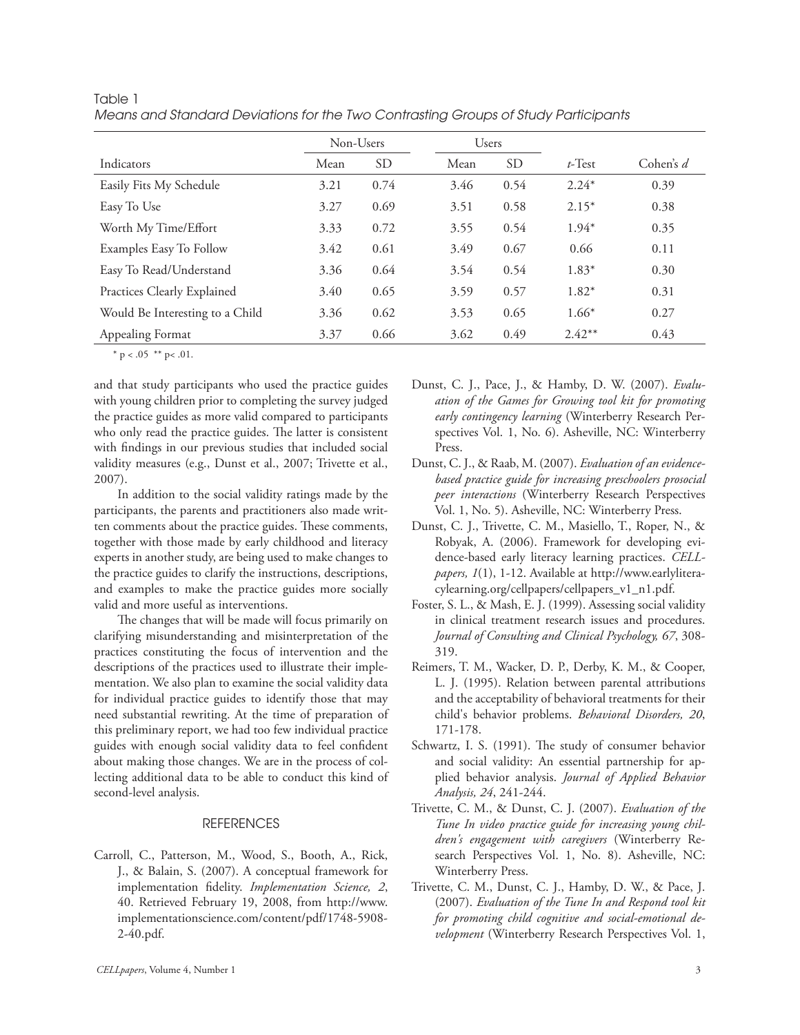Table 1

*Means and Standard Deviations for the Two Contrasting Groups of Study Participants*

| | Non-Users | | Users | | | |
|---|---|---|---|---|---|---|
| Indicators | Mean | SD | Mean | SD | *t*-Test | Cohen's *d* |
| Easily Fits My Schedule | 3.21 | 0.74 | 3.46 | 0.54 | 2.24* | 0.39 |
| Easy To Use | 3.27 | 0.69 | 3.51 | 0.58 | 2.15* | 0.38 |
| Worth My Time/Effort | 3.33 | 0.72 | 3.55 | 0.54 | 1.94* | 0.35 |
| Examples Easy To Follow | 3.42 | 0.61 | 3.49 | 0.67 | 0.66 | 0.11 |
| Easy To Read/Understand | 3.36 | 0.64 | 3.54 | 0.54 | 1.83* | 0.30 |
| Practices Clearly Explained | 3.40 | 0.65 | 3.59 | 0.57 | 1.82* | 0.31 |
| Would Be Interesting to a Child | 3.36 | 0.62 | 3.53 | 0.65 | 1.66* | 0.27 |
| Appealing Format | 3.37 | 0.66 | 3.62 | 0.49 | 2.42** | 0.43 |

* $p < .05$ ** $p < .01$.

and that study participants who used the practice guides with young children prior to completing the survey judged the practice guides as more valid compared to participants who only read the practice guides. The latter is consistent with findings in our previous studies that included social validity measures (e.g., Dunst et al., 2007; Trivette et al., 2007).

In addition to the social validity ratings made by the participants, the parents and practitioners also made written comments about the practice guides. These comments, together with those made by early childhood and literacy experts in another study, are being used to make changes to the practice guides to clarify the instructions, descriptions, and examples to make the practice guides more socially valid and more useful as interventions.

The changes that will be made will focus primarily on clarifying misunderstanding and misinterpretation of the practices constituting the focus of intervention and the descriptions of the practices used to illustrate their implementation. We also plan to examine the social validity data for individual practice guides to identify those that may need substantial rewriting. At the time of preparation of this preliminary report, we had too few individual practice guides with enough social validity data to feel confident about making those changes. We are in the process of collecting additional data to be able to conduct this kind of second-level analysis.

## REFERENCES

Carroll, C., Patterson, M., Wood, S., Booth, A., Rick, J., & Balain, S. (2007). A conceptual framework for implementation fidelity. *Implementation Science, 2*, 40. Retrieved February 19, 2008, from http://www.implementationscience.com/content/pdf/1748-5908-2-40.pdf.

Dunst, C. J., Pace, J., & Hamby, D. W. (2007). *Evaluation of the Games for Growing tool kit for promoting early contingency learning* (Winterberry Research Perspectives Vol. 1, No. 6). Asheville, NC: Winterberry Press.

Dunst, C. J., & Raab, M. (2007). *Evaluation of an evidence-based practice guide for increasing preschoolers prosocial peer interactions* (Winterberry Research Perspectives Vol. 1, No. 5). Asheville, NC: Winterberry Press.

Dunst, C. J., Trivette, C. M., Masiello, T., Roper, N., & Robyak, A. (2006). Framework for developing evidence-based early literacy learning practices. *CELLpapers, 1*(1), 1-12. Available at http://www.earlyliteracylearning.org/cellpapers/cellpapers_v1_n1.pdf.

Foster, S. L., & Mash, E. J. (1999). Assessing social validity in clinical treatment research issues and procedures. *Journal of Consulting and Clinical Psychology, 67*, 308-319.

Reimers, T. M., Wacker, D. P., Derby, K. M., & Cooper, L. J. (1995). Relation between parental attributions and the acceptability of behavioral treatments for their child's behavior problems. *Behavioral Disorders, 20*, 171-178.

Schwartz, I. S. (1991). The study of consumer behavior and social validity: An essential partnership for applied behavior analysis. *Journal of Applied Behavior Analysis, 24*, 241-244.

Trivette, C. M., & Dunst, C. J. (2007). *Evaluation of the Tune In video practice guide for increasing young children's engagement with caregivers* (Winterberry Research Perspectives Vol. 1, No. 8). Asheville, NC: Winterberry Press.

Trivette, C. M., Dunst, C. J., Hamby, D. W., & Pace, J. (2007). *Evaluation of the Tune In and Respond tool kit for promoting child cognitive and social-emotional development* (Winterberry Research Perspectives Vol. 1,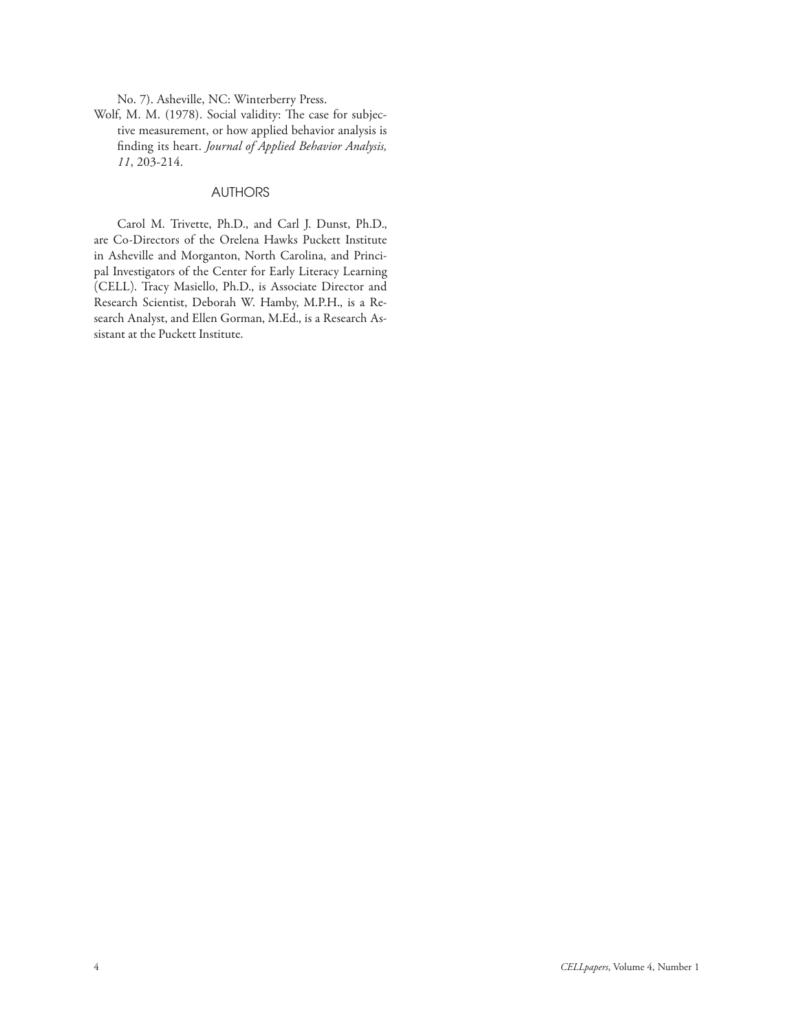No. 7). Asheville, NC: Winterberry Press.

Wolf, M. M. (1978). Social validity: The case for subjective measurement, or how applied behavior analysis is finding its heart. *Journal of Applied Behavior Analysis, 11*, 203-214.

## AUTHORS

Carol M. Trivette, Ph.D., and Carl J. Dunst, Ph.D., are Co-Directors of the Orelena Hawks Puckett Institute in Asheville and Morganton, North Carolina, and Principal Investigators of the Center for Early Literacy Learning (CELL). Tracy Masiello, Ph.D., is Associate Director and Research Scientist, Deborah W. Hamby, M.P.H., is a Research Analyst, and Ellen Gorman, M.Ed., is a Research Assistant at the Puckett Institute.